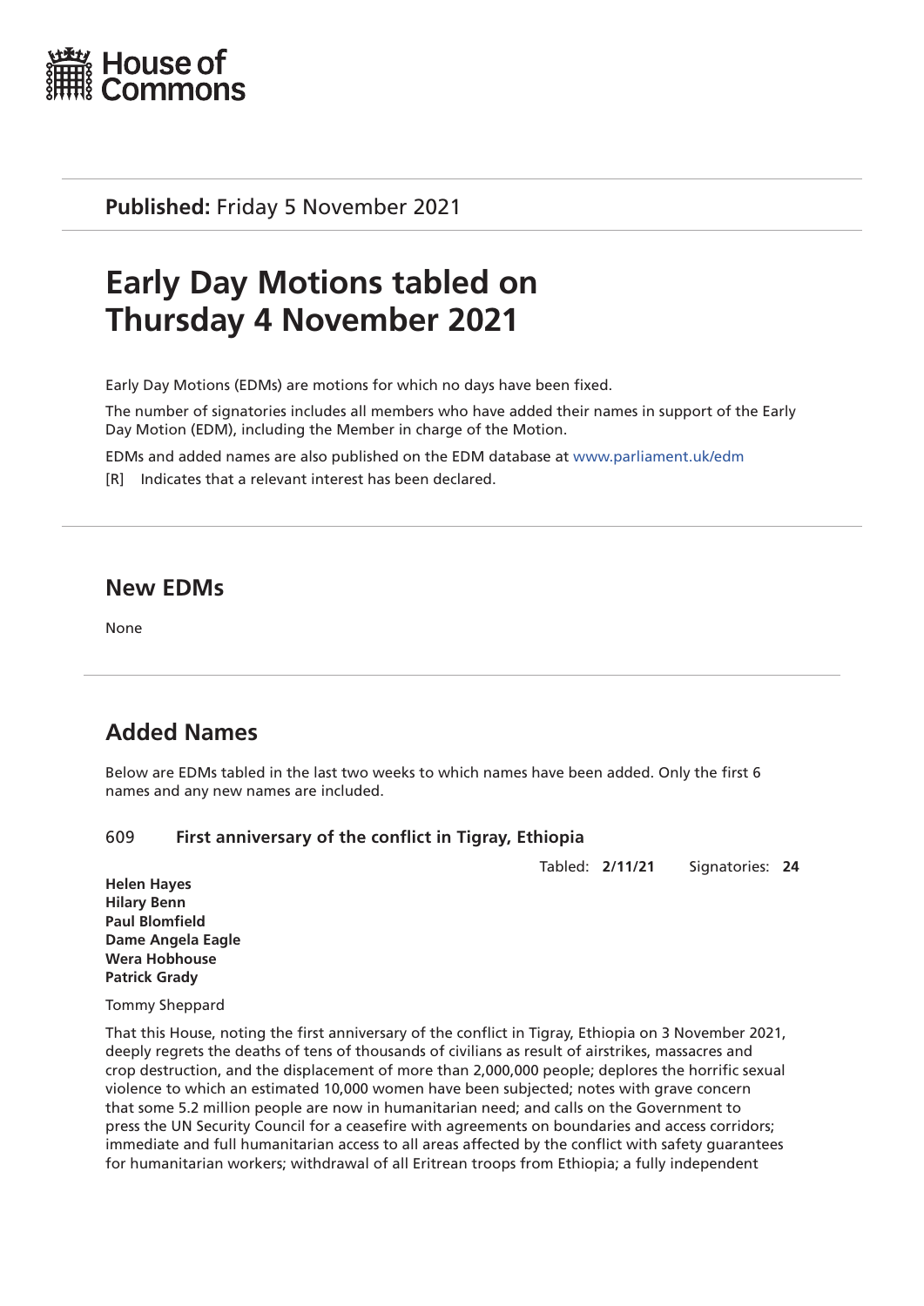House of Commons

**Published:** Friday 5 November 2021

# Early Day Motions tabled on Thursday 4 November 2021

Early Day Motions (EDMs) are motions for which no days have been fixed.

The number of signatories includes all members who have added their names in support of the Early Day Motion (EDM), including the Member in charge of the Motion.

EDMs and added names are also published on the EDM database at www.parliament.uk/edm

[R] Indicates that a relevant interest has been declared.

## New EDMs

None

## Added Names

Below are EDMs tabled in the last two weeks to which names have been added. Only the first 6 names and any new names are included.

### 609 First anniversary of the conflict in Tigray, Ethiopia

Tabled: **2/11/21** Signatories: **24**

**Helen Hayes**
**Hilary Benn**
**Paul Blomfield**
**Dame Angela Eagle**
**Wera Hobhouse**
**Patrick Grady**

Tommy Sheppard

That this House, noting the first anniversary of the conflict in Tigray, Ethiopia on 3 November 2021, deeply regrets the deaths of tens of thousands of civilians as result of airstrikes, massacres and crop destruction, and the displacement of more than 2,000,000 people; deplores the horrific sexual violence to which an estimated 10,000 women have been subjected; notes with grave concern that some 5.2 million people are now in humanitarian need; and calls on the Government to press the UN Security Council for a ceasefire with agreements on boundaries and access corridors; immediate and full humanitarian access to all areas affected by the conflict with safety guarantees for humanitarian workers; withdrawal of all Eritrean troops from Ethiopia; a fully independent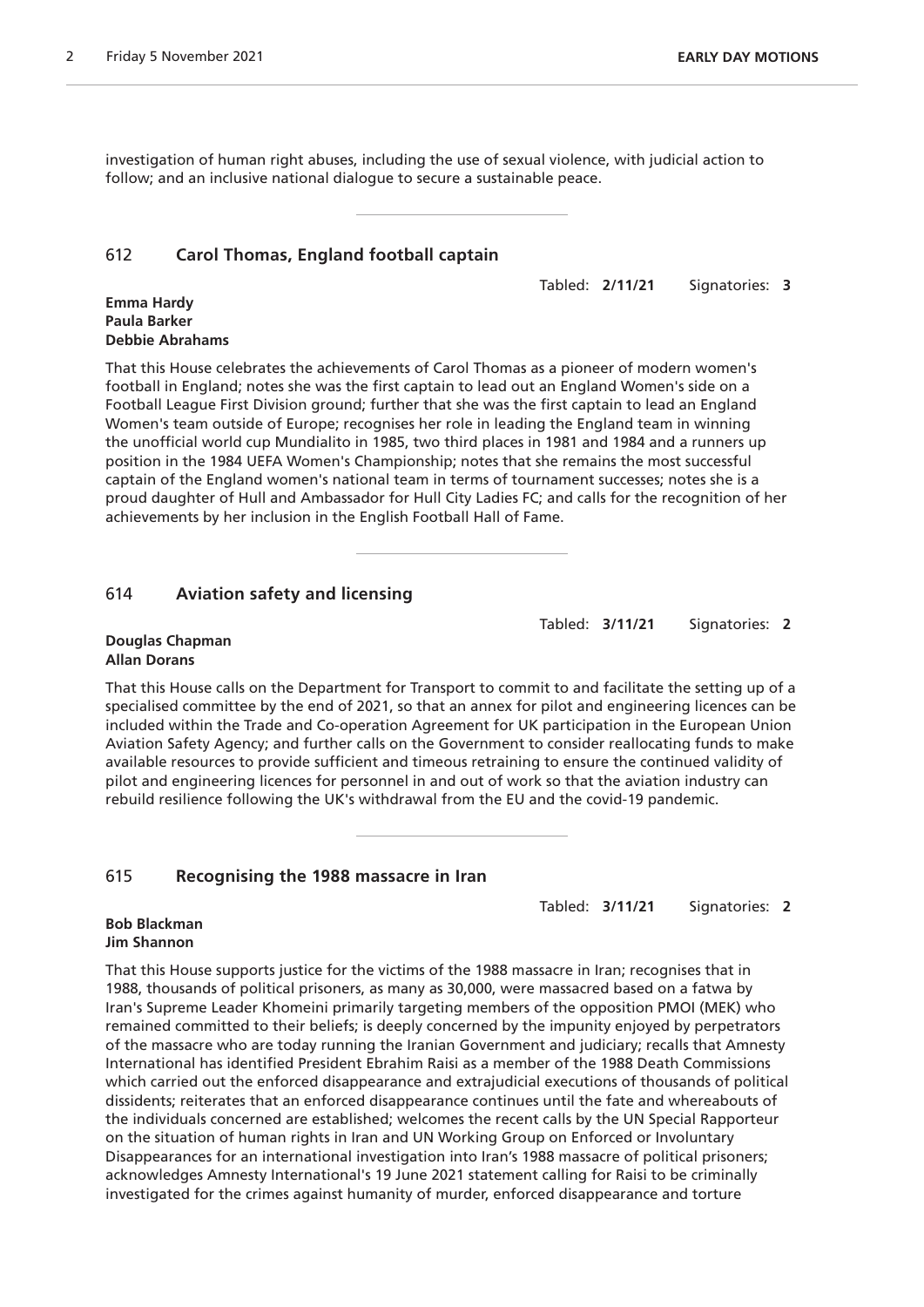investigation of human right abuses, including the use of sexual violence, with judicial action to follow; and an inclusive national dialogue to secure a sustainable peace.

---

## 612 Carol Thomas, England football captain

Tabled: **2/11/21** Signatories: **3**

**Emma Hardy**
**Paula Barker**
**Debbie Abrahams**

That this House celebrates the achievements of Carol Thomas as a pioneer of modern women's football in England; notes she was the first captain to lead out an England Women's side on a Football League First Division ground; further that she was the first captain to lead an England Women's team outside of Europe; recognises her role in leading the England team in winning the unofficial world cup Mundialito in 1985, two third places in 1981 and 1984 and a runners up position in the 1984 UEFA Women's Championship; notes that she remains the most successful captain of the England women's national team in terms of tournament successes; notes she is a proud daughter of Hull and Ambassador for Hull City Ladies FC; and calls for the recognition of her achievements by her inclusion in the English Football Hall of Fame.

---

## 614 Aviation safety and licensing

Tabled: **3/11/21** Signatories: **2**

**Douglas Chapman**
**Allan Dorans**

That this House calls on the Department for Transport to commit to and facilitate the setting up of a specialised committee by the end of 2021, so that an annex for pilot and engineering licences can be included within the Trade and Co-operation Agreement for UK participation in the European Union Aviation Safety Agency; and further calls on the Government to consider reallocating funds to make available resources to provide sufficient and timeous retraining to ensure the continued validity of pilot and engineering licences for personnel in and out of work so that the aviation industry can rebuild resilience following the UK's withdrawal from the EU and the covid-19 pandemic.

---

## 615 Recognising the 1988 massacre in Iran

Tabled: **3/11/21** Signatories: **2**

**Bob Blackman**
**Jim Shannon**

That this House supports justice for the victims of the 1988 massacre in Iran; recognises that in 1988, thousands of political prisoners, as many as 30,000, were massacred based on a fatwa by Iran's Supreme Leader Khomeini primarily targeting members of the opposition PMOI (MEK) who remained committed to their beliefs; is deeply concerned by the impunity enjoyed by perpetrators of the massacre who are today running the Iranian Government and judiciary; recalls that Amnesty International has identified President Ebrahim Raisi as a member of the 1988 Death Commissions which carried out the enforced disappearance and extrajudicial executions of thousands of political dissidents; reiterates that an enforced disappearance continues until the fate and whereabouts of the individuals concerned are established; welcomes the recent calls by the UN Special Rapporteur on the situation of human rights in Iran and UN Working Group on Enforced or Involuntary Disappearances for an international investigation into Iran's 1988 massacre of political prisoners; acknowledges Amnesty International's 19 June 2021 statement calling for Raisi to be criminally investigated for the crimes against humanity of murder, enforced disappearance and torture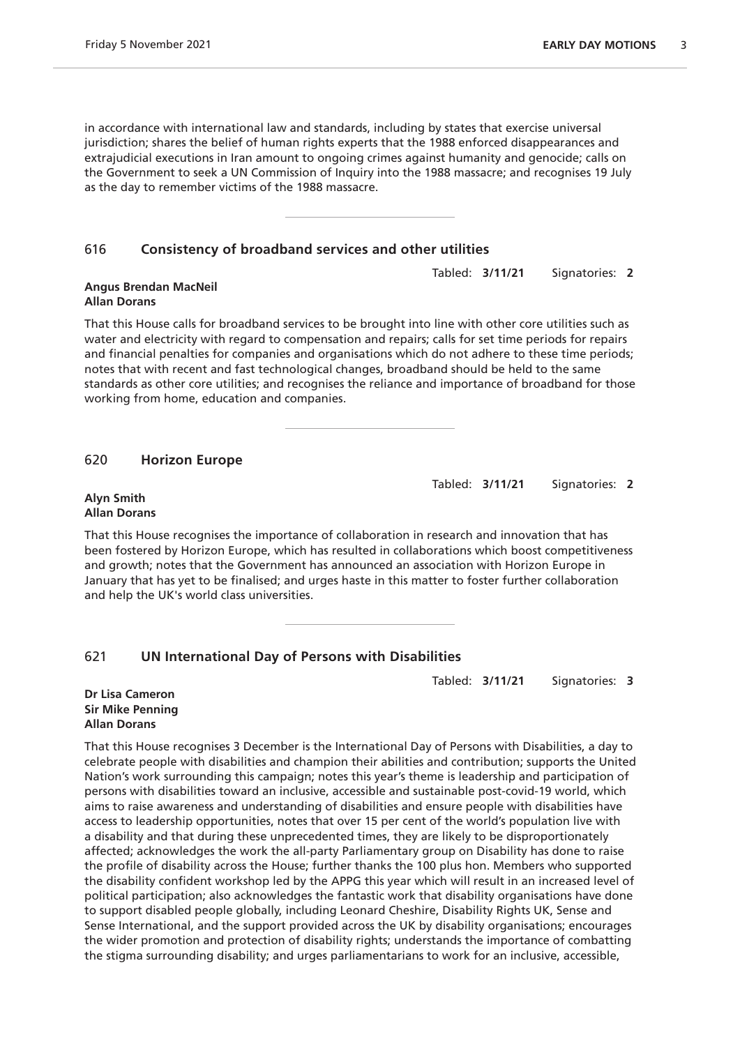in accordance with international law and standards, including by states that exercise universal jurisdiction; shares the belief of human rights experts that the 1988 enforced disappearances and extrajudicial executions in Iran amount to ongoing crimes against humanity and genocide; calls on the Government to seek a UN Commission of Inquiry into the 1988 massacre; and recognises 19 July as the day to remember victims of the 1988 massacre.

---

## 616 Consistency of broadband services and other utilities

Tabled: **3/11/21** Signatories: **2**

**Angus Brendan MacNeil**
**Allan Dorans**

That this House calls for broadband services to be brought into line with other core utilities such as water and electricity with regard to compensation and repairs; calls for set time periods for repairs and financial penalties for companies and organisations which do not adhere to these time periods; notes that with recent and fast technological changes, broadband should be held to the same standards as other core utilities; and recognises the reliance and importance of broadband for those working from home, education and companies.

---

## 620 Horizon Europe

Tabled: **3/11/21** Signatories: **2**

**Alyn Smith**
**Allan Dorans**

That this House recognises the importance of collaboration in research and innovation that has been fostered by Horizon Europe, which has resulted in collaborations which boost competitiveness and growth; notes that the Government has announced an association with Horizon Europe in January that has yet to be finalised; and urges haste in this matter to foster further collaboration and help the UK's world class universities.

---

## 621 UN International Day of Persons with Disabilities

Tabled: **3/11/21** Signatories: **3**

**Dr Lisa Cameron**
**Sir Mike Penning**
**Allan Dorans**

That this House recognises 3 December is the International Day of Persons with Disabilities, a day to celebrate people with disabilities and champion their abilities and contribution; supports the United Nation's work surrounding this campaign; notes this year's theme is leadership and participation of persons with disabilities toward an inclusive, accessible and sustainable post-covid-19 world, which aims to raise awareness and understanding of disabilities and ensure people with disabilities have access to leadership opportunities, notes that over 15 per cent of the world's population live with a disability and that during these unprecedented times, they are likely to be disproportionately affected; acknowledges the work the all-party Parliamentary group on Disability has done to raise the profile of disability across the House; further thanks the 100 plus hon. Members who supported the disability confident workshop led by the APPG this year which will result in an increased level of political participation; also acknowledges the fantastic work that disability organisations have done to support disabled people globally, including Leonard Cheshire, Disability Rights UK, Sense and Sense International, and the support provided across the UK by disability organisations; encourages the wider promotion and protection of disability rights; understands the importance of combatting the stigma surrounding disability; and urges parliamentarians to work for an inclusive, accessible,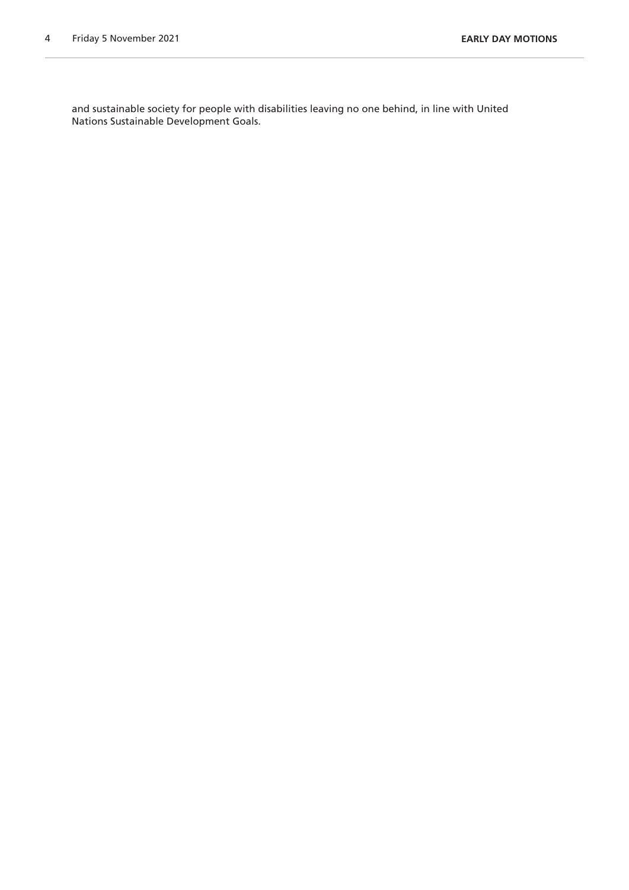and sustainable society for people with disabilities leaving no one behind, in line with United Nations Sustainable Development Goals.